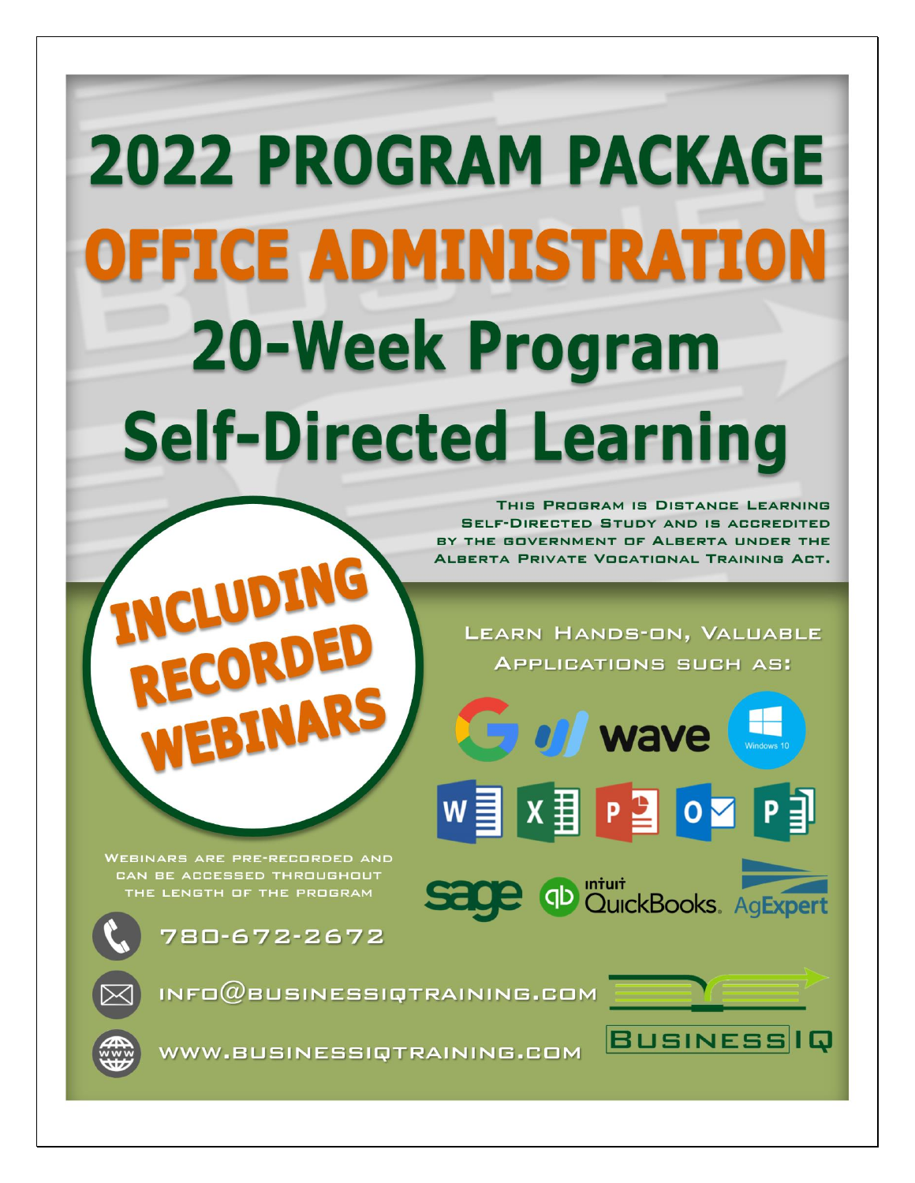# 2022 PROGRAM PACKAGE

# OFFICE ADMINISTRATION

# 20-Week Program

# Self-Directed Learning

THIS PROGRAM IS DISTANCE LEARNING SELF-DIRECTED STUDY AND IS ACCREDITED BY THE GOVERNMENT OF ALBERTA UNDER THE ALBERTA PRIVATE VOCATIONAL TRAINING ACT.

**INCLUDING RECORDED WEBINARS**

LEARN HANDS-ON, VALUABLE APPLICATIONS SUCH AS:

wave
Windows 10
sage
intuit QuickBooks
AgExpert

WEBINARS ARE PRE-RECORDED AND CAN BE ACCESSED THROUGHOUT THE LENGTH OF THE PROGRAM

780-672-2672

INFO@BUSINESSIQTRAINING.COM

WWW.BUSINESSIQTRAINING.COM

BUSINESS IQ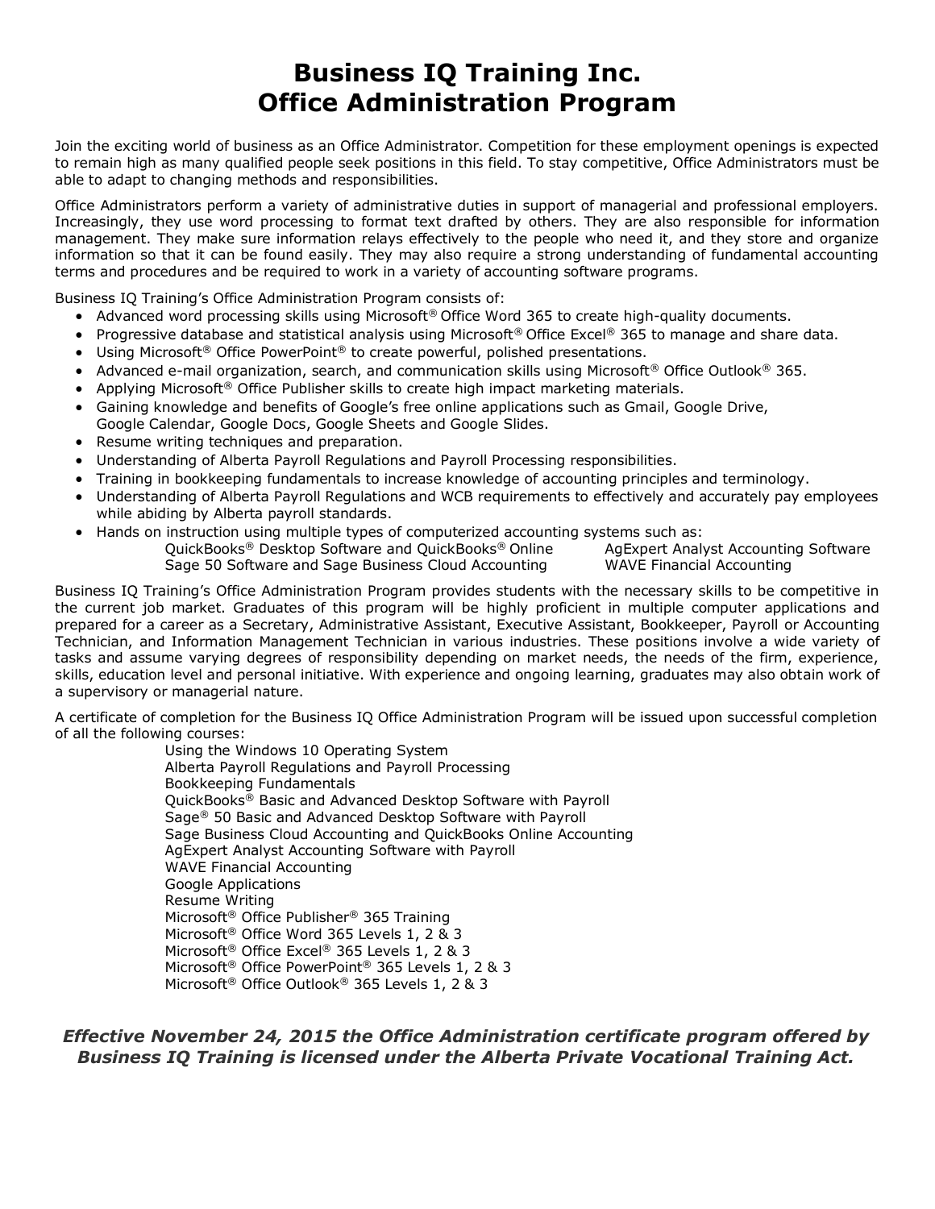# Business IQ Training Inc.
# Office Administration Program

Join the exciting world of business as an Office Administrator. Competition for these employment openings is expected to remain high as many qualified people seek positions in this field. To stay competitive, Office Administrators must be able to adapt to changing methods and responsibilities.

Office Administrators perform a variety of administrative duties in support of managerial and professional employers. Increasingly, they use word processing to format text drafted by others. They are also responsible for information management. They make sure information relays effectively to the people who need it, and they store and organize information so that it can be found easily. They may also require a strong understanding of fundamental accounting terms and procedures and be required to work in a variety of accounting software programs.

Business IQ Training's Office Administration Program consists of:

- Advanced word processing skills using Microsoft® Office Word 365 to create high-quality documents.
- Progressive database and statistical analysis using Microsoft® Office Excel® 365 to manage and share data.
- Using Microsoft® Office PowerPoint® to create powerful, polished presentations.
- Advanced e-mail organization, search, and communication skills using Microsoft® Office Outlook® 365.
- Applying Microsoft® Office Publisher skills to create high impact marketing materials.
- Gaining knowledge and benefits of Google's free online applications such as Gmail, Google Drive, Google Calendar, Google Docs, Google Sheets and Google Slides.
- Resume writing techniques and preparation.
- Understanding of Alberta Payroll Regulations and Payroll Processing responsibilities.
- Training in bookkeeping fundamentals to increase knowledge of accounting principles and terminology.
- Understanding of Alberta Payroll Regulations and WCB requirements to effectively and accurately pay employees while abiding by Alberta payroll standards.
- Hands on instruction using multiple types of computerized accounting systems such as:
  - QuickBooks® Desktop Software and QuickBooks® Online
  - AgExpert Analyst Accounting Software
  - Sage 50 Software and Sage Business Cloud Accounting
  - WAVE Financial Accounting

Business IQ Training's Office Administration Program provides students with the necessary skills to be competitive in the current job market. Graduates of this program will be highly proficient in multiple computer applications and prepared for a career as a Secretary, Administrative Assistant, Executive Assistant, Bookkeeper, Payroll or Accounting Technician, and Information Management Technician in various industries. These positions involve a wide variety of tasks and assume varying degrees of responsibility depending on market needs, the needs of the firm, experience, skills, education level and personal initiative. With experience and ongoing learning, graduates may also obtain work of a supervisory or managerial nature.

A certificate of completion for the Business IQ Office Administration Program will be issued upon successful completion of all the following courses:

Using the Windows 10 Operating System
Alberta Payroll Regulations and Payroll Processing
Bookkeeping Fundamentals
QuickBooks® Basic and Advanced Desktop Software with Payroll
Sage® 50 Basic and Advanced Desktop Software with Payroll
Sage Business Cloud Accounting and QuickBooks Online Accounting
AgExpert Analyst Accounting Software with Payroll
WAVE Financial Accounting
Google Applications
Resume Writing
Microsoft® Office Publisher® 365 Training
Microsoft® Office Word 365 Levels 1, 2 & 3
Microsoft® Office Excel® 365 Levels 1, 2 & 3
Microsoft® Office PowerPoint® 365 Levels 1, 2 & 3
Microsoft® Office Outlook® 365 Levels 1, 2 & 3

***Effective November 24, 2015 the Office Administration certificate program offered by Business IQ Training is licensed under the Alberta Private Vocational Training Act.***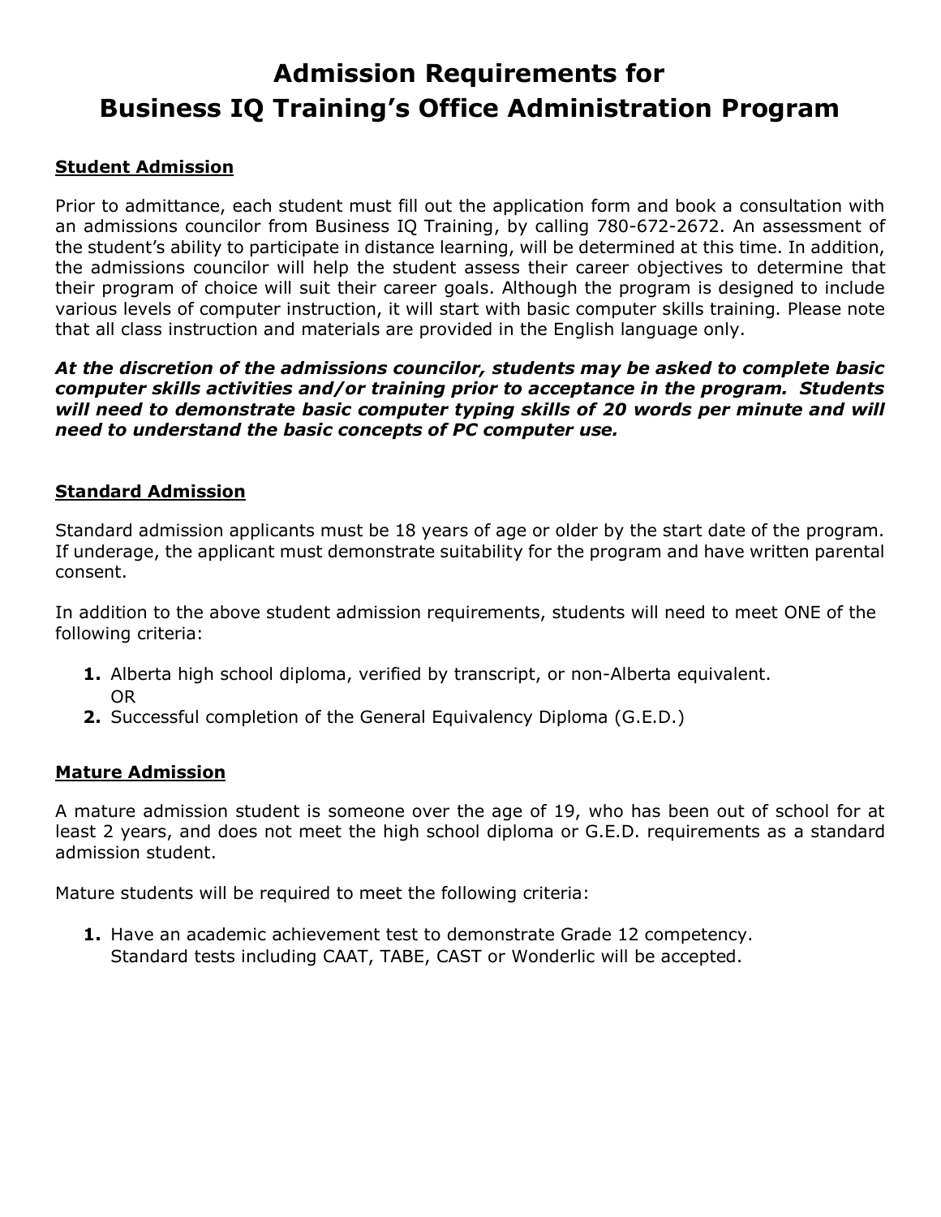# Admission Requirements for Business IQ Training's Office Administration Program

## Student Admission

Prior to admittance, each student must fill out the application form and book a consultation with an admissions councilor from Business IQ Training, by calling 780-672-2672. An assessment of the student's ability to participate in distance learning, will be determined at this time. In addition, the admissions councilor will help the student assess their career objectives to determine that their program of choice will suit their career goals. Although the program is designed to include various levels of computer instruction, it will start with basic computer skills training. Please note that all class instruction and materials are provided in the English language only.

***At the discretion of the admissions councilor, students may be asked to complete basic computer skills activities and/or training prior to acceptance in the program. Students will need to demonstrate basic computer typing skills of 20 words per minute and will need to understand the basic concepts of PC computer use.***

## Standard Admission

Standard admission applicants must be 18 years of age or older by the start date of the program. If underage, the applicant must demonstrate suitability for the program and have written parental consent.

In addition to the above student admission requirements, students will need to meet ONE of the following criteria:

1. Alberta high school diploma, verified by transcript, or non-Alberta equivalent.
   OR
2. Successful completion of the General Equivalency Diploma (G.E.D.)

## Mature Admission

A mature admission student is someone over the age of 19, who has been out of school for at least 2 years, and does not meet the high school diploma or G.E.D. requirements as a standard admission student.

Mature students will be required to meet the following criteria:

1. Have an academic achievement test to demonstrate Grade 12 competency.
   Standard tests including CAAT, TABE, CAST or Wonderlic will be accepted.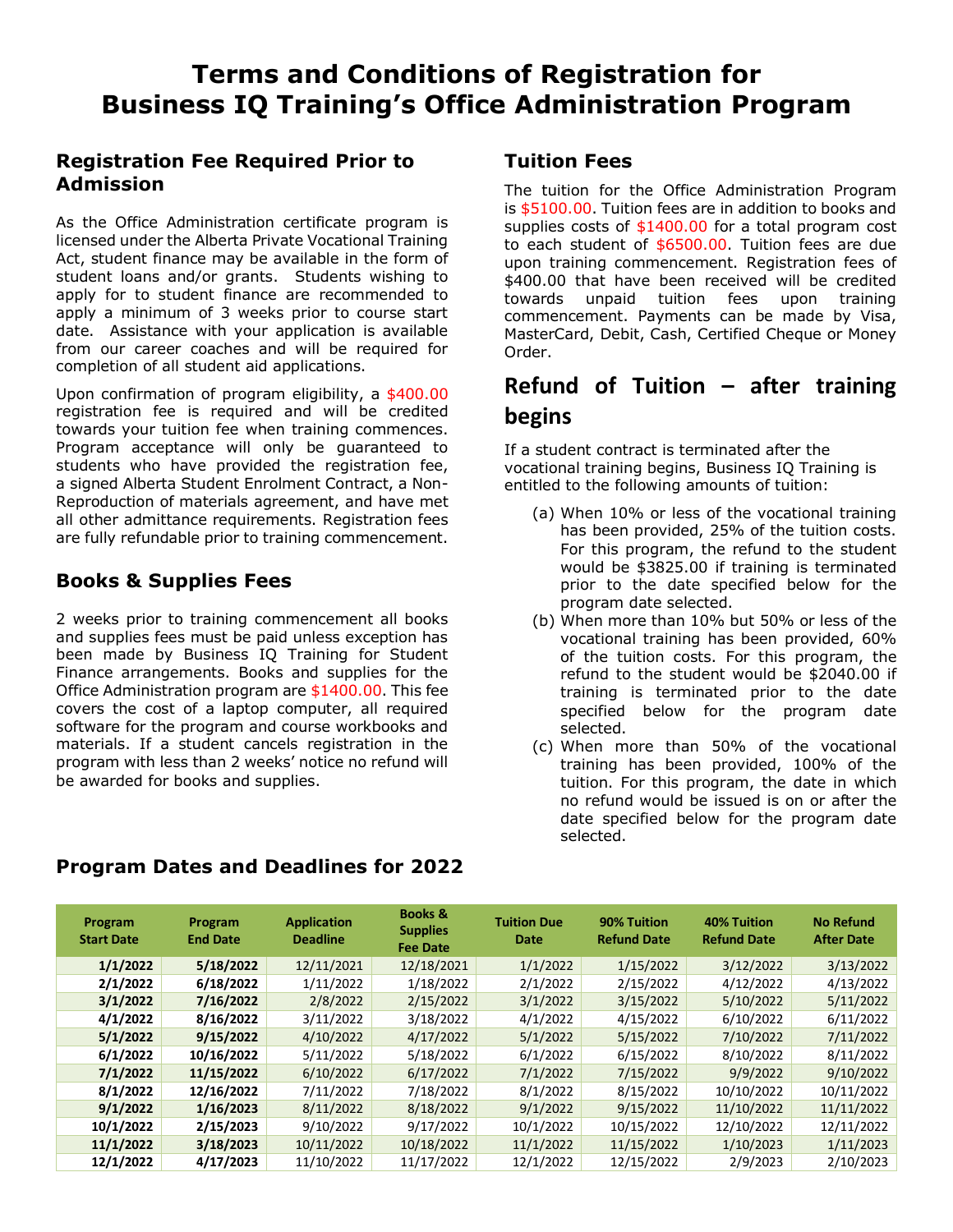# Terms and Conditions of Registration for Business IQ Training's Office Administration Program

## Registration Fee Required Prior to Admission

As the Office Administration certificate program is licensed under the Alberta Private Vocational Training Act, student finance may be available in the form of student loans and/or grants. Students wishing to apply for to student finance are recommended to apply a minimum of 3 weeks prior to course start date. Assistance with your application is available from our career coaches and will be required for completion of all student aid applications.

Upon confirmation of program eligibility, a $400.00 registration fee is required and will be credited towards your tuition fee when training commences. Program acceptance will only be guaranteed to students who have provided the registration fee, a signed Alberta Student Enrolment Contract, a Non-Reproduction of materials agreement, and have met all other admittance requirements. Registration fees are fully refundable prior to training commencement.

## Books & Supplies Fees

2 weeks prior to training commencement all books and supplies fees must be paid unless exception has been made by Business IQ Training for Student Finance arrangements. Books and supplies for the Office Administration program are $1400.00. This fee covers the cost of a laptop computer, all required software for the program and course workbooks and materials. If a student cancels registration in the program with less than 2 weeks' notice no refund will be awarded for books and supplies.

## Tuition Fees

The tuition for the Office Administration Program is $5100.00. Tuition fees are in addition to books and supplies costs of $1400.00 for a total program cost to each student of $6500.00. Tuition fees are due upon training commencement. Registration fees of $400.00 that have been received will be credited towards unpaid tuition fees upon training commencement. Payments can be made by Visa, MasterCard, Debit, Cash, Certified Cheque or Money Order.

## Refund of Tuition – after training begins

If a student contract is terminated after the vocational training begins, Business IQ Training is entitled to the following amounts of tuition:

(a) When 10% or less of the vocational training has been provided, 25% of the tuition costs. For this program, the refund to the student would be $3825.00 if training is terminated prior to the date specified below for the program date selected.

(b) When more than 10% but 50% or less of the vocational training has been provided, 60% of the tuition costs. For this program, the refund to the student would be $2040.00 if training is terminated prior to the date specified below for the program date selected.

(c) When more than 50% of the vocational training has been provided, 100% of the tuition. For this program, the date in which no refund would be issued is on or after the date specified below for the program date selected.

## Program Dates and Deadlines for 2022

| Program Start Date | Program End Date | Application Deadline | Books & Supplies Fee Date | Tuition Due Date | 90% Tuition Refund Date | 40% Tuition Refund Date | No Refund After Date |
|---|---|---|---|---|---|---|---|
| **1/1/2022** | **5/18/2022** | 12/11/2021 | 12/18/2021 | 1/1/2022 | 1/15/2022 | 3/12/2022 | 3/13/2022 |
| **2/1/2022** | **6/18/2022** | 1/11/2022 | 1/18/2022 | 2/1/2022 | 2/15/2022 | 4/12/2022 | 4/13/2022 |
| **3/1/2022** | **7/16/2022** | 2/8/2022 | 2/15/2022 | 3/1/2022 | 3/15/2022 | 5/10/2022 | 5/11/2022 |
| **4/1/2022** | **8/16/2022** | 3/11/2022 | 3/18/2022 | 4/1/2022 | 4/15/2022 | 6/10/2022 | 6/11/2022 |
| **5/1/2022** | **9/15/2022** | 4/10/2022 | 4/17/2022 | 5/1/2022 | 5/15/2022 | 7/10/2022 | 7/11/2022 |
| **6/1/2022** | **10/16/2022** | 5/11/2022 | 5/18/2022 | 6/1/2022 | 6/15/2022 | 8/10/2022 | 8/11/2022 |
| **7/1/2022** | **11/15/2022** | 6/10/2022 | 6/17/2022 | 7/1/2022 | 7/15/2022 | 9/9/2022 | 9/10/2022 |
| **8/1/2022** | **12/16/2022** | 7/11/2022 | 7/18/2022 | 8/1/2022 | 8/15/2022 | 10/10/2022 | 10/11/2022 |
| **9/1/2022** | **1/16/2023** | 8/11/2022 | 8/18/2022 | 9/1/2022 | 9/15/2022 | 11/10/2022 | 11/11/2022 |
| **10/1/2022** | **2/15/2023** | 9/10/2022 | 9/17/2022 | 10/1/2022 | 10/15/2022 | 12/10/2022 | 12/11/2022 |
| **11/1/2022** | **3/18/2023** | 10/11/2022 | 10/18/2022 | 11/1/2022 | 11/15/2022 | 1/10/2023 | 1/11/2023 |
| **12/1/2022** | **4/17/2023** | 11/10/2022 | 11/17/2022 | 12/1/2022 | 12/15/2022 | 2/9/2023 | 2/10/2023 |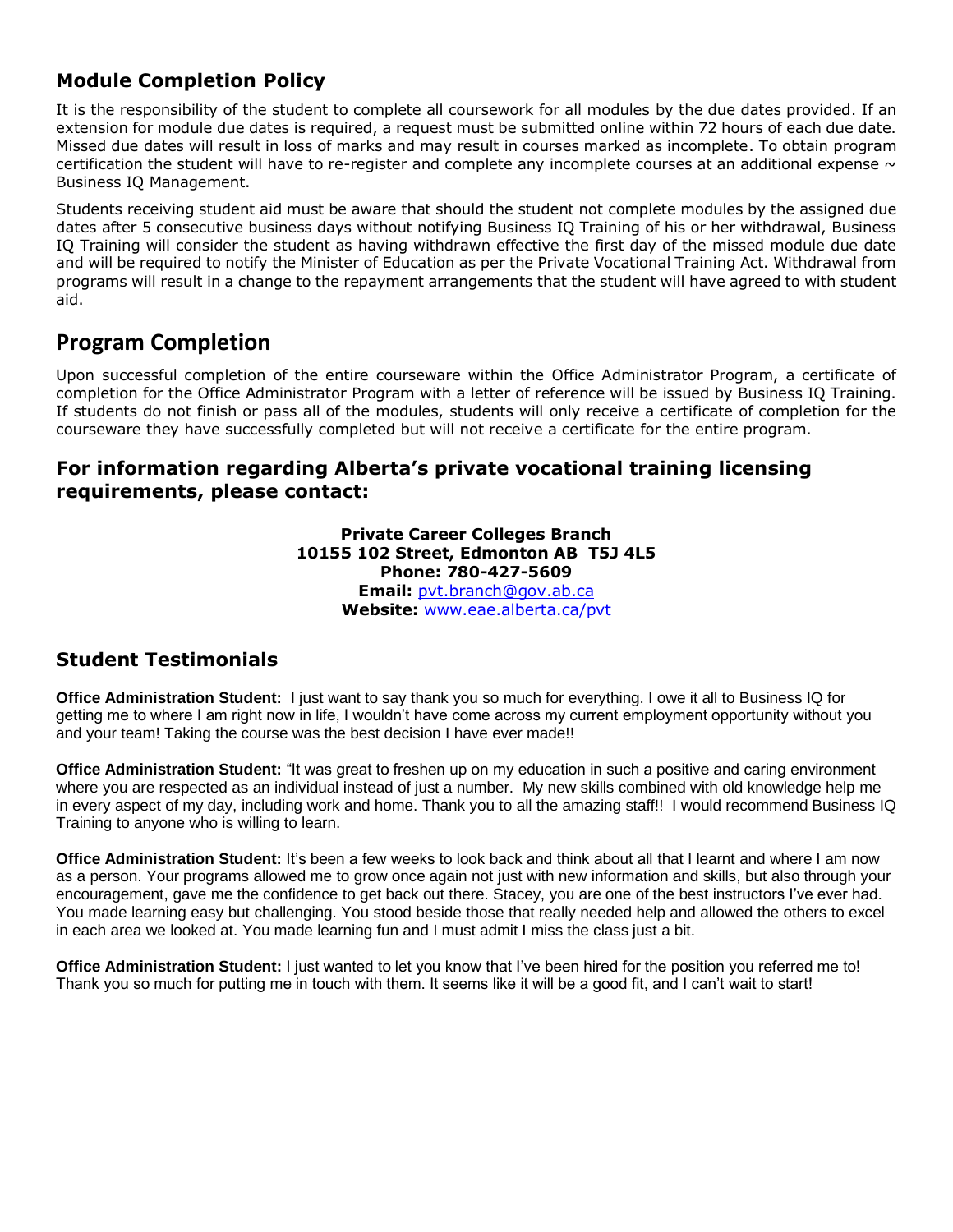## Module Completion Policy

It is the responsibility of the student to complete all coursework for all modules by the due dates provided. If an extension for module due dates is required, a request must be submitted online within 72 hours of each due date. Missed due dates will result in loss of marks and may result in courses marked as incomplete. To obtain program certification the student will have to re-register and complete any incomplete courses at an additional expense ~ Business IQ Management.

Students receiving student aid must be aware that should the student not complete modules by the assigned due dates after 5 consecutive business days without notifying Business IQ Training of his or her withdrawal, Business IQ Training will consider the student as having withdrawn effective the first day of the missed module due date and will be required to notify the Minister of Education as per the Private Vocational Training Act. Withdrawal from programs will result in a change to the repayment arrangements that the student will have agreed to with student aid.

## Program Completion

Upon successful completion of the entire courseware within the Office Administrator Program, a certificate of completion for the Office Administrator Program with a letter of reference will be issued by Business IQ Training. If students do not finish or pass all of the modules, students will only receive a certificate of completion for the courseware they have successfully completed but will not receive a certificate for the entire program.

### For information regarding Alberta's private vocational training licensing requirements, please contact:

**Private Career Colleges Branch**
**10155 102 Street, Edmonton AB T5J 4L5**
**Phone: 780-427-5609**
**Email:** pvt.branch@gov.ab.ca
**Website:** www.eae.alberta.ca/pvt

## Student Testimonials

**Office Administration Student:** I just want to say thank you so much for everything. I owe it all to Business IQ for getting me to where I am right now in life, I wouldn't have come across my current employment opportunity without you and your team! Taking the course was the best decision I have ever made!!

**Office Administration Student:** "It was great to freshen up on my education in such a positive and caring environment where you are respected as an individual instead of just a number. My new skills combined with old knowledge help me in every aspect of my day, including work and home. Thank you to all the amazing staff!! I would recommend Business IQ Training to anyone who is willing to learn.

**Office Administration Student:** It's been a few weeks to look back and think about all that I learnt and where I am now as a person. Your programs allowed me to grow once again not just with new information and skills, but also through your encouragement, gave me the confidence to get back out there. Stacey, you are one of the best instructors I've ever had. You made learning easy but challenging. You stood beside those that really needed help and allowed the others to excel in each area we looked at. You made learning fun and I must admit I miss the class just a bit.

**Office Administration Student:** I just wanted to let you know that I've been hired for the position you referred me to! Thank you so much for putting me in touch with them. It seems like it will be a good fit, and I can't wait to start!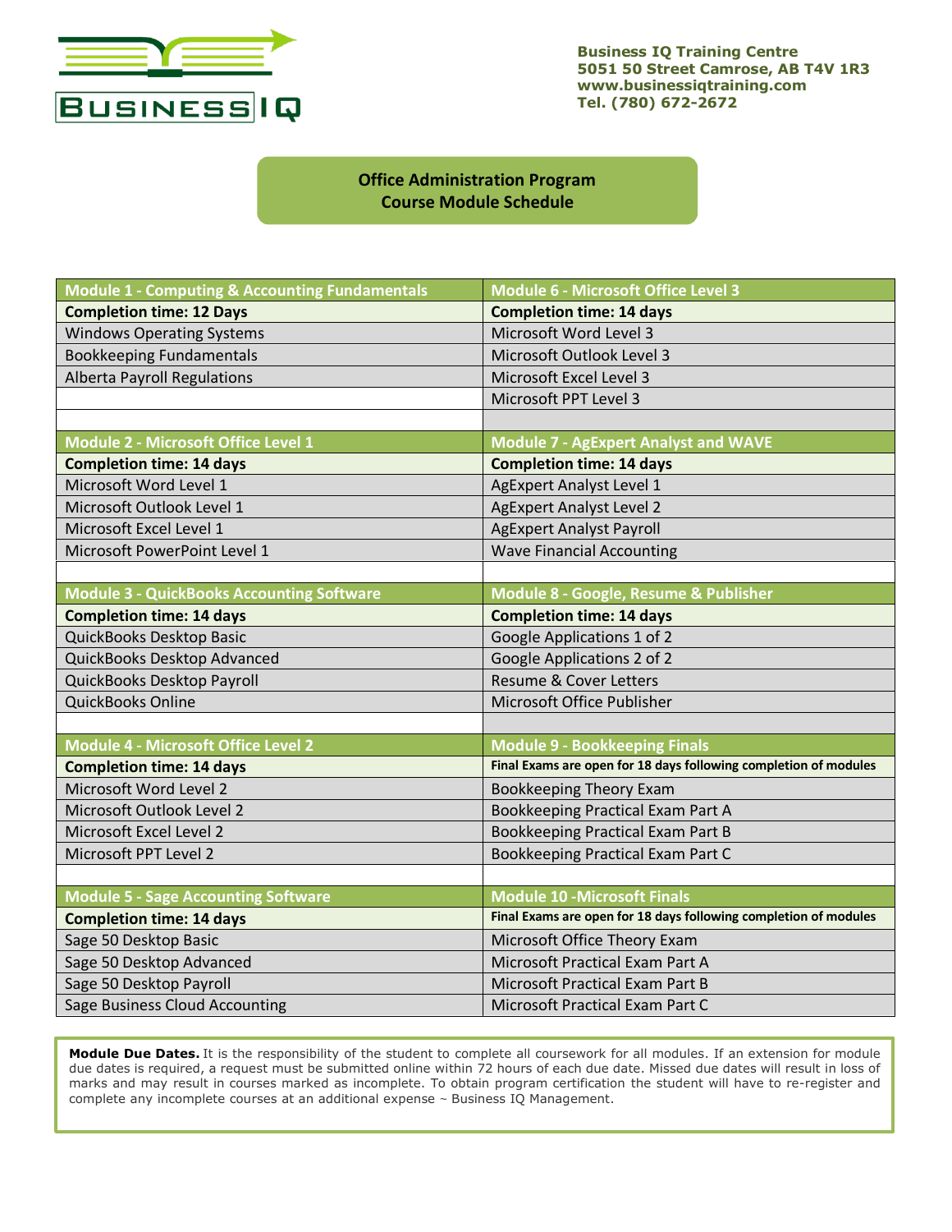Business IQ Training Centre
5051 50 Street Camrose, AB T4V 1R3
www.businessiqtraining.com
Tel. (780) 672-2672

## Office Administration Program
## Course Module Schedule

| Module 1 - Computing & Accounting Fundamentals | Module 6 - Microsoft Office Level 3 |
|---|---|
| **Completion time: 12 Days** | **Completion time: 14 days** |
| Windows Operating Systems | Microsoft Word Level 3 |
| Bookkeeping Fundamentals | Microsoft Outlook Level 3 |
| Alberta Payroll Regulations | Microsoft Excel Level 3 |
| | Microsoft PPT Level 3 |
| | |
| **Module 2 - Microsoft Office Level 1** | **Module 7 - AgExpert Analyst and WAVE** |
| **Completion time: 14 days** | **Completion time: 14 days** |
| Microsoft Word Level 1 | AgExpert Analyst Level 1 |
| Microsoft Outlook Level 1 | AgExpert Analyst Level 2 |
| Microsoft Excel Level 1 | AgExpert Analyst Payroll |
| Microsoft PowerPoint Level 1 | Wave Financial Accounting |
| | |
| **Module 3 - QuickBooks Accounting Software** | **Module 8 - Google, Resume & Publisher** |
| **Completion time: 14 days** | **Completion time: 14 days** |
| QuickBooks Desktop Basic | Google Applications 1 of 2 |
| QuickBooks Desktop Advanced | Google Applications 2 of 2 |
| QuickBooks Desktop Payroll | Resume & Cover Letters |
| QuickBooks Online | Microsoft Office Publisher |
| | |
| **Module 4 - Microsoft Office Level 2** | **Module 9 - Bookkeeping Finals** |
| **Completion time: 14 days** | **Final Exams are open for 18 days following completion of modules** |
| Microsoft Word Level 2 | Bookkeeping Theory Exam |
| Microsoft Outlook Level 2 | Bookkeeping Practical Exam Part A |
| Microsoft Excel Level 2 | Bookkeeping Practical Exam Part B |
| Microsoft PPT Level 2 | Bookkeeping Practical Exam Part C |
| | |
| **Module 5 - Sage Accounting Software** | **Module 10 -Microsoft Finals** |
| **Completion time: 14 days** | **Final Exams are open for 18 days following completion of modules** |
| Sage 50 Desktop Basic | Microsoft Office Theory Exam |
| Sage 50 Desktop Advanced | Microsoft Practical Exam Part A |
| Sage 50 Desktop Payroll | Microsoft Practical Exam Part B |
| Sage Business Cloud Accounting | Microsoft Practical Exam Part C |

**Module Due Dates.** It is the responsibility of the student to complete all coursework for all modules. If an extension for module due dates is required, a request must be submitted online within 72 hours of each due date. Missed due dates will result in loss of marks and may result in courses marked as incomplete. To obtain program certification the student will have to re-register and complete any incomplete courses at an additional expense ~ Business IQ Management.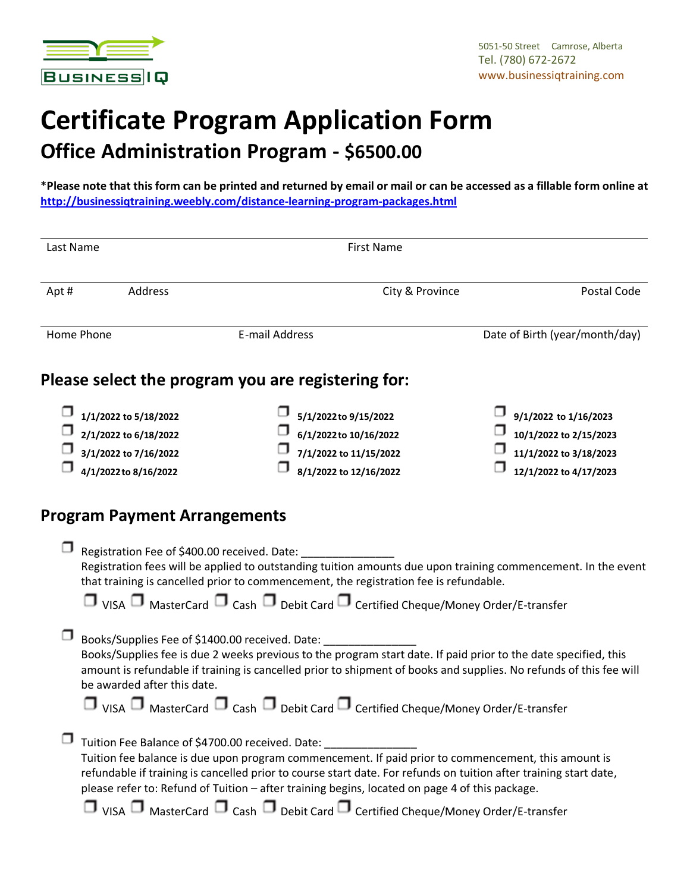Business IQ

5051-50 Street Camrose, Alberta
Tel. (780) 672-2672
www.businessiqtraining.com

# Certificate Program Application Form

## Office Administration Program - $6500.00

**\*Please note that this form can be printed and returned by email or mail or can be accessed as a fillable form online at [http://businessiqtraining.weebly.com/distance-learning-program-packages.html](http://businessiqtraining.weebly.com/distance-learning-program-packages.html)**

| Last Name | | First Name | |
|---|---|---|---|
| **Apt #** | **Address** | **City & Province** | **Postal Code** |
| **Home Phone** | **E-mail Address** | | **Date of Birth (year/month/day)** |

## Please select the program you are registering for:

- ☐ **1/1/2022 to 5/18/2022**
- ☐ **2/1/2022 to 6/18/2022**
- ☐ **3/1/2022 to 7/16/2022**
- ☐ **4/1/2022 to 8/16/2022**
- ☐ **5/1/2022 to 9/15/2022**
- ☐ **6/1/2022 to 10/16/2022**
- ☐ **7/1/2022 to 11/15/2022**
- ☐ **8/1/2022 to 12/16/2022**
- ☐ **9/1/2022 to 1/16/2023**
- ☐ **10/1/2022 to 2/15/2023**
- ☐ **11/1/2022 to 3/18/2023**
- ☐ **12/1/2022 to 4/17/2023**

## Program Payment Arrangements

☐ Registration Fee of $400.00 received. Date: _______________
Registration fees will be applied to outstanding tuition amounts due upon training commencement. In the event that training is cancelled prior to commencement, the registration fee is refundable.

☐ VISA ☐ MasterCard ☐ Cash ☐ Debit Card ☐ Certified Cheque/Money Order/E-transfer

☐ Books/Supplies Fee of $1400.00 received. Date: _______________
Books/Supplies fee is due 2 weeks previous to the program start date. If paid prior to the date specified, this amount is refundable if training is cancelled prior to shipment of books and supplies. No refunds of this fee will be awarded after this date.

☐ VISA ☐ MasterCard ☐ Cash ☐ Debit Card ☐ Certified Cheque/Money Order/E-transfer

☐ Tuition Fee Balance of $4700.00 received. Date: _______________
Tuition fee balance is due upon program commencement. If paid prior to commencement, this amount is refundable if training is cancelled prior to course start date. For refunds on tuition after training start date, please refer to: Refund of Tuition – after training begins, located on page 4 of this package.

☐ VISA ☐ MasterCard ☐ Cash ☐ Debit Card ☐ Certified Cheque/Money Order/E-transfer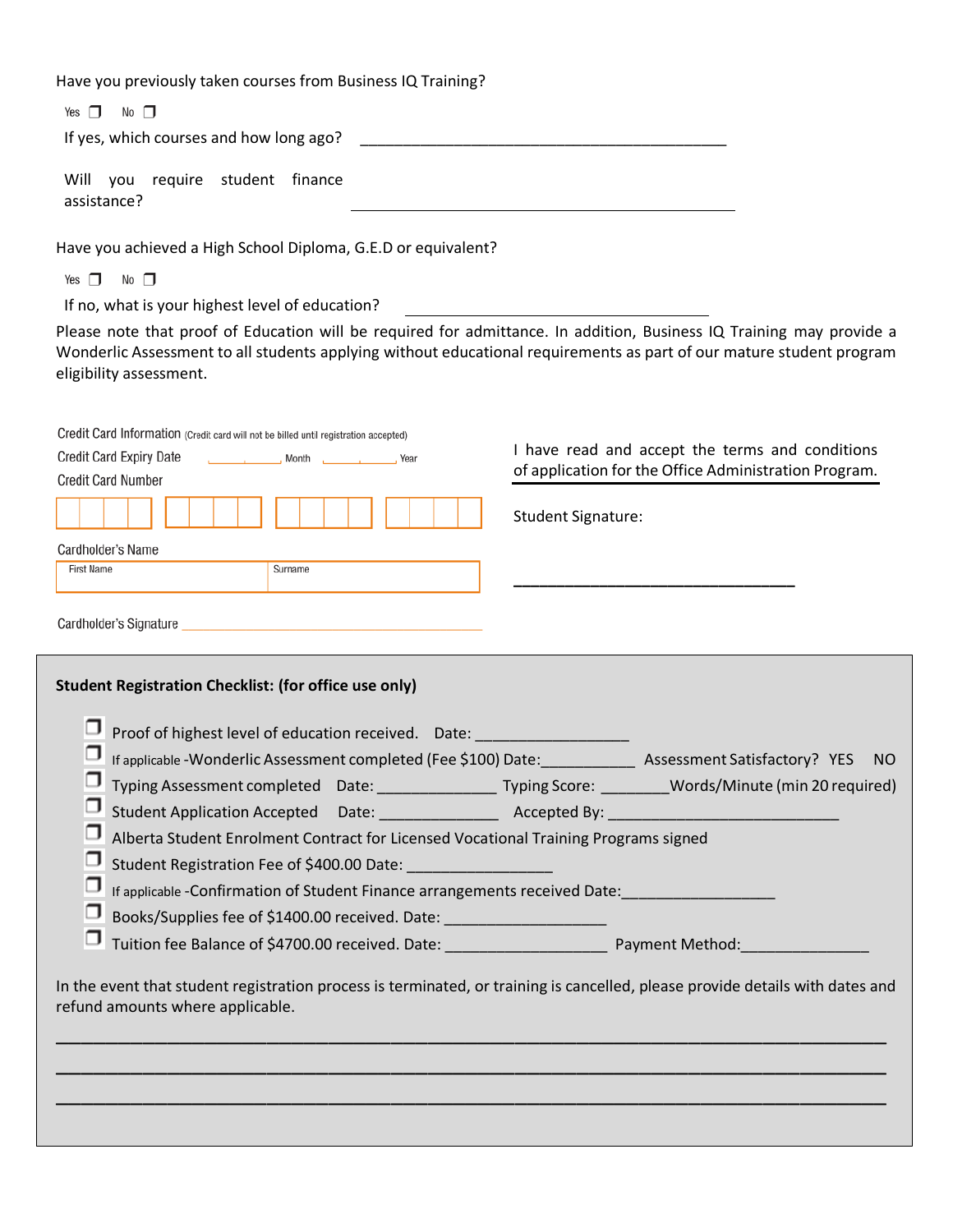Have you previously taken courses from Business IQ Training?

Yes ❐ No ❐

If yes, which courses and how long ago? ___________________________________________

Will you require student finance assistance? ___________________________________________

Have you achieved a High School Diploma, G.E.D or equivalent?

Yes ❐ No ❐

If no, what is your highest level of education? ___________________________________

Please note that proof of Education will be required for admittance. In addition, Business IQ Training may provide a Wonderlic Assessment to all students applying without educational requirements as part of our mature student program eligibility assessment.

Credit Card Information (Credit card will not be billed until registration accepted)

Credit Card Expiry Date __________ Month __________ Year

Credit Card Number

| | | | | | | | | | | | | | | | |
|---|---|---|---|---|---|---|---|---|---|---|---|---|---|---|---|
| | | | | | | | | | | | | | | | |

Cardholder's Name

| First Name | Surname |
|---|---|
| | |

Cardholder's Signature ___________________________________

I have read and accept the terms and conditions of application for the Office Administration Program.

Student Signature:

_________________________________

**Student Registration Checklist: (for office use only)**

- ❐ Proof of highest level of education received. Date: _________________
- ❐ If applicable -Wonderlic Assessment completed (Fee $100) Date:___________ Assessment Satisfactory? YES NO
- ❐ Typing Assessment completed Date: ______________ Typing Score: ________Words/Minute (min 20 required)
- ❐ Student Application Accepted Date: ______________ Accepted By: ___________________________
- ❐ Alberta Student Enrolment Contract for Licensed Vocational Training Programs signed
- ❐ Student Registration Fee of $400.00 Date: ________________
- ❐ If applicable -Confirmation of Student Finance arrangements received Date:_________________
- ❐ Books/Supplies fee of $1400.00 received. Date: __________________
- ❐ Tuition fee Balance of $4700.00 received. Date: __________________ Payment Method:______________

In the event that student registration process is terminated, or training is cancelled, please provide details with dates and refund amounts where applicable.

_____________________________________________________________________________________

_____________________________________________________________________________________

_____________________________________________________________________________________